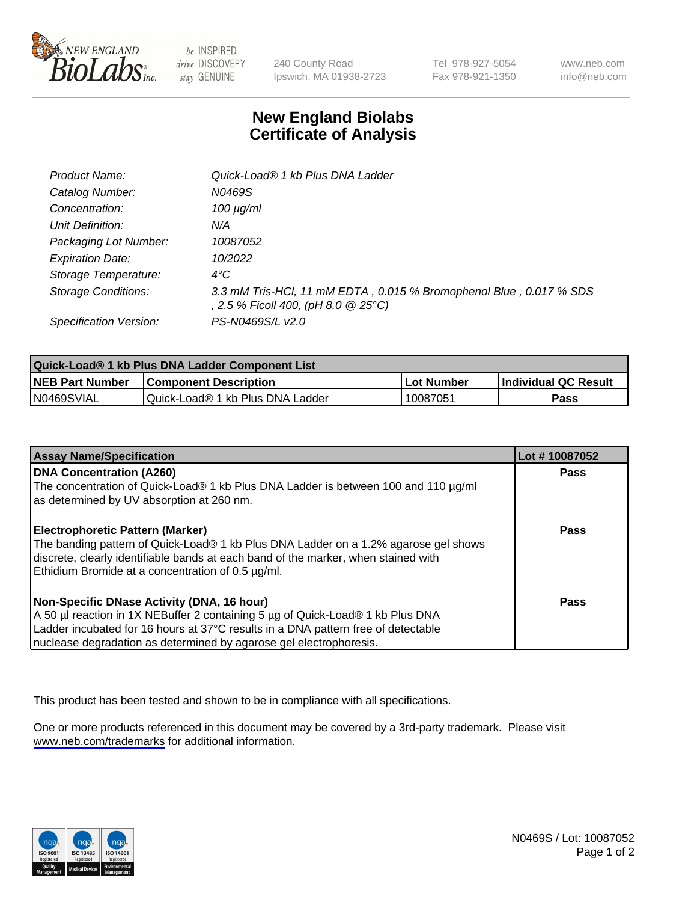NEW ENGLAND BioLabs Inc. — be INSPIRED drive DISCOVERY stay GENUINE

240 County Road
Ipswich, MA 01938-2723

Tel 978-927-5054
Fax 978-921-1350

www.neb.com
info@neb.com

# New England Biolabs
# Certificate of Analysis

| | |
|---|---|
| *Product Name:* | *Quick-Load® 1 kb Plus DNA Ladder* |
| *Catalog Number:* | *N0469S* |
| *Concentration:* | *100 µg/ml* |
| *Unit Definition:* | *N/A* |
| *Packaging Lot Number:* | *10087052* |
| *Expiration Date:* | *10/2022* |
| *Storage Temperature:* | *4°C* |
| *Storage Conditions:* | *3.3 mM Tris-HCl, 11 mM EDTA , 0.015 % Bromophenol Blue , 0.017 % SDS , 2.5 % Ficoll 400, (pH 8.0 @ 25°C)* |
| *Specification Version:* | *PS-N0469S/L v2.0* |

| Quick-Load® 1 kb Plus DNA Ladder Component List | | | |
|---|---|---|---|
| **NEB Part Number** | **Component Description** | **Lot Number** | **Individual QC Result** |
| N0469SVIAL | Quick-Load® 1 kb Plus DNA Ladder | 10087051 | **Pass** |

| Assay Name/Specification | Lot # 10087052 |
|---|---|
| **DNA Concentration (A260)**<br>The concentration of Quick-Load® 1 kb Plus DNA Ladder is between 100 and 110 µg/ml as determined by UV absorption at 260 nm. | **Pass** |
| **Electrophoretic Pattern (Marker)**<br>The banding pattern of Quick-Load® 1 kb Plus DNA Ladder on a 1.2% agarose gel shows discrete, clearly identifiable bands at each band of the marker, when stained with Ethidium Bromide at a concentration of 0.5 µg/ml. | **Pass** |
| **Non-Specific DNase Activity (DNA, 16 hour)**<br>A 50 µl reaction in 1X NEBuffer 2 containing 5 µg of Quick-Load® 1 kb Plus DNA Ladder incubated for 16 hours at 37°C results in a DNA pattern free of detectable nuclease degradation as determined by agarose gel electrophoresis. | **Pass** |

This product has been tested and shown to be in compliance with all specifications.

One or more products referenced in this document may be covered by a 3rd-party trademark. Please visit www.neb.com/trademarks for additional information.

N0469S / Lot: 10087052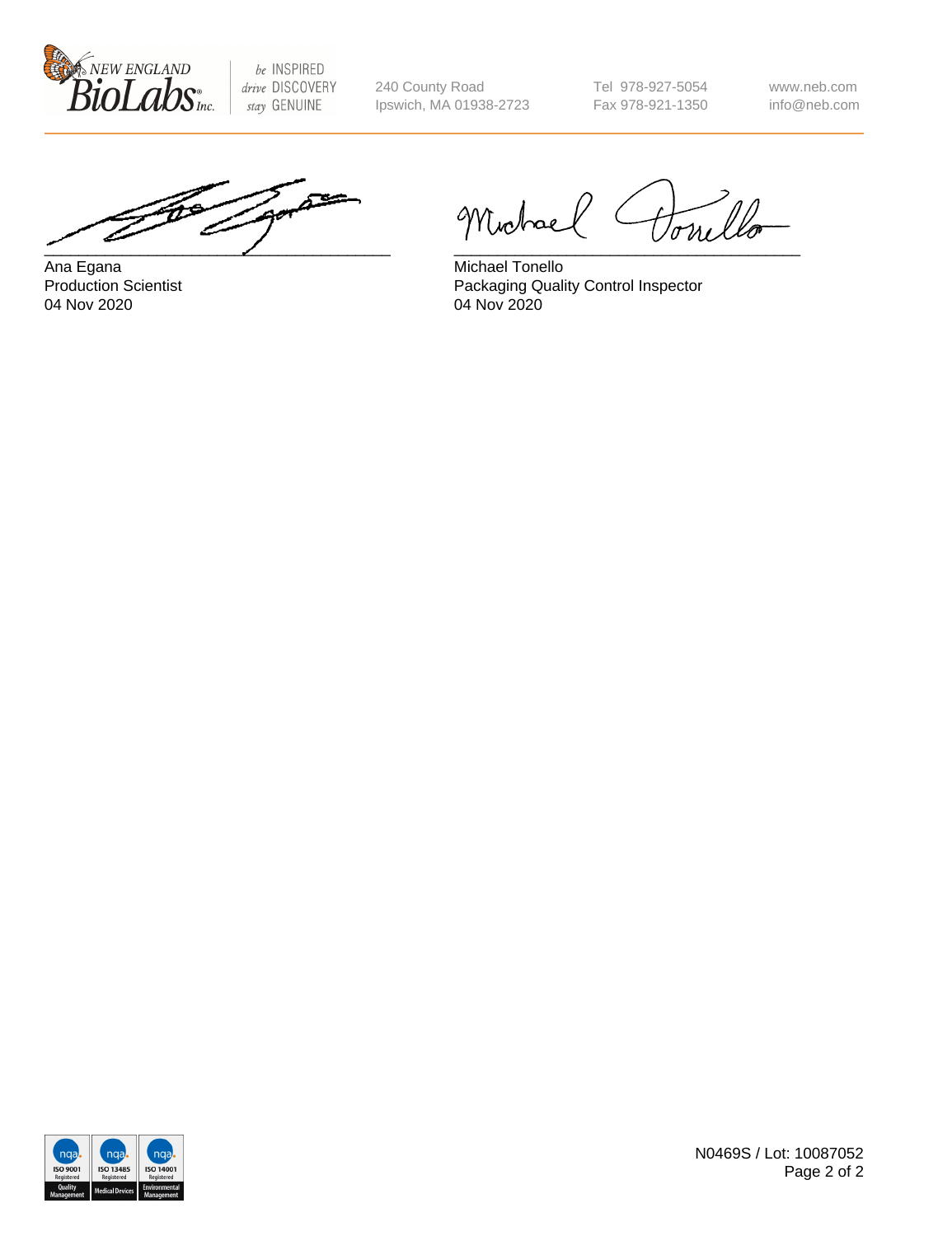Ana Egana
Production Scientist
04 Nov 2020

Michael Tonello
Packaging Quality Control Inspector
04 Nov 2020

N0469S / Lot: 10087052